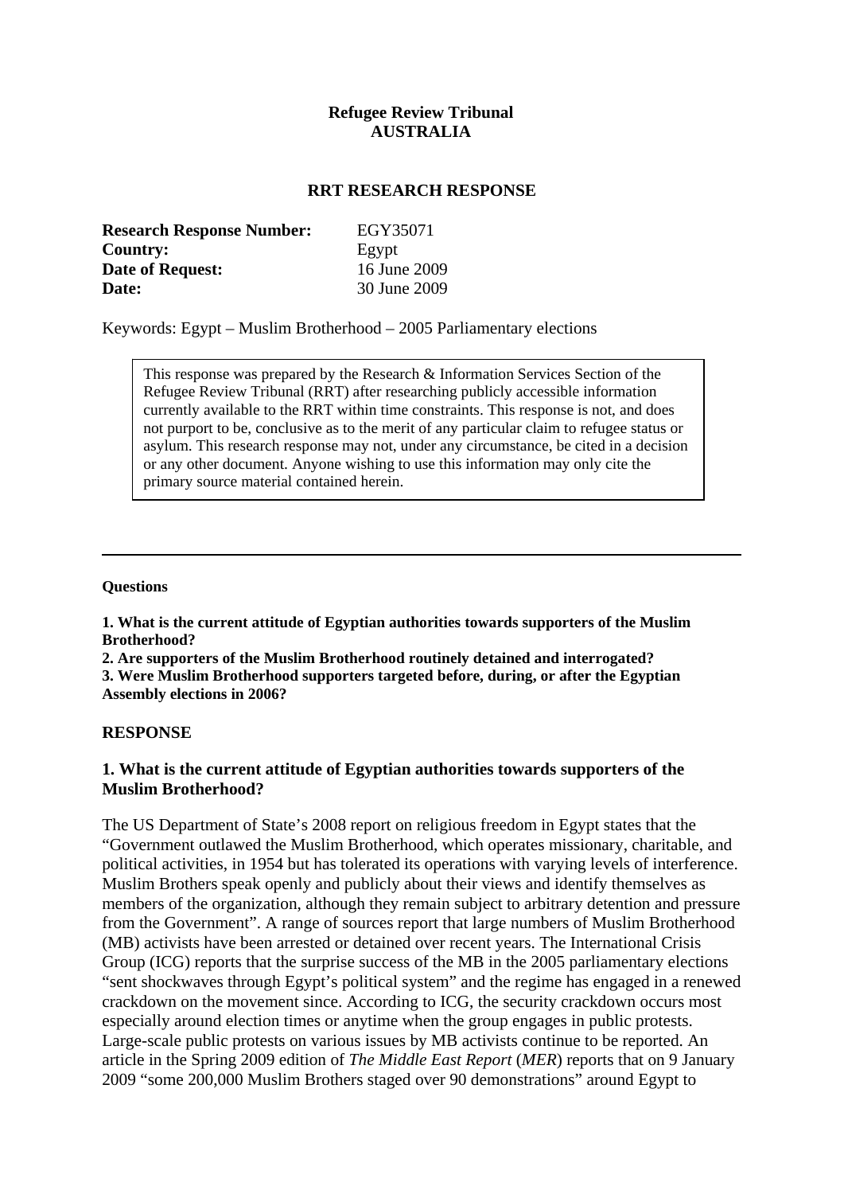**Refugee Review Tribunal**
**AUSTRALIA**

**RRT RESEARCH RESPONSE**

| | |
|---|---|
| **Research Response Number:** | EGY35071 |
| **Country:** | Egypt |
| **Date of Request:** | 16 June 2009 |
| **Date:** | 30 June 2009 |

Keywords: Egypt – Muslim Brotherhood – 2005 Parliamentary elections

> This response was prepared by the Research & Information Services Section of the Refugee Review Tribunal (RRT) after researching publicly accessible information currently available to the RRT within time constraints. This response is not, and does not purport to be, conclusive as to the merit of any particular claim to refugee status or asylum. This research response may not, under any circumstance, be cited in a decision or any other document. Anyone wishing to use this information may only cite the primary source material contained herein.

---

**Questions**

**1. What is the current attitude of Egyptian authorities towards supporters of the Muslim Brotherhood?**
**2. Are supporters of the Muslim Brotherhood routinely detained and interrogated?**
**3. Were Muslim Brotherhood supporters targeted before, during, or after the Egyptian Assembly elections in 2006?**

## RESPONSE

### 1. What is the current attitude of Egyptian authorities towards supporters of the Muslim Brotherhood?

The US Department of State's 2008 report on religious freedom in Egypt states that the "Government outlawed the Muslim Brotherhood, which operates missionary, charitable, and political activities, in 1954 but has tolerated its operations with varying levels of interference. Muslim Brothers speak openly and publicly about their views and identify themselves as members of the organization, although they remain subject to arbitrary detention and pressure from the Government". A range of sources report that large numbers of Muslim Brotherhood (MB) activists have been arrested or detained over recent years. The International Crisis Group (ICG) reports that the surprise success of the MB in the 2005 parliamentary elections "sent shockwaves through Egypt's political system" and the regime has engaged in a renewed crackdown on the movement since. According to ICG, the security crackdown occurs most especially around election times or anytime when the group engages in public protests. Large-scale public protests on various issues by MB activists continue to be reported. An article in the Spring 2009 edition of *The Middle East Report* (*MER*) reports that on 9 January 2009 "some 200,000 Muslim Brothers staged over 90 demonstrations" around Egypt to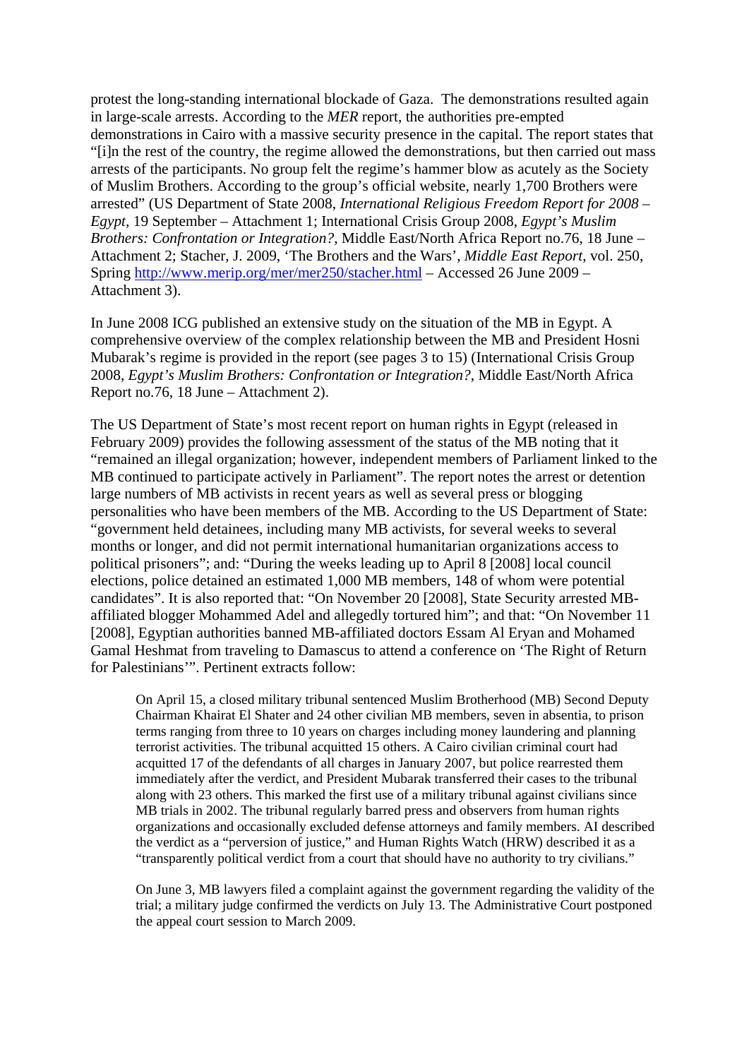protest the long-standing international blockade of Gaza. The demonstrations resulted again in large-scale arrests. According to the *MER* report, the authorities pre-empted demonstrations in Cairo with a massive security presence in the capital. The report states that "[i]n the rest of the country, the regime allowed the demonstrations, but then carried out mass arrests of the participants. No group felt the regime's hammer blow as acutely as the Society of Muslim Brothers. According to the group's official website, nearly 1,700 Brothers were arrested" (US Department of State 2008, *International Religious Freedom Report for 2008 – Egypt*, 19 September – Attachment 1; International Crisis Group 2008, *Egypt's Muslim Brothers: Confrontation or Integration?*, Middle East/North Africa Report no.76, 18 June – Attachment 2; Stacher, J. 2009, 'The Brothers and the Wars', *Middle East Report*, vol. 250, Spring http://www.merip.org/mer/mer250/stacher.html – Accessed 26 June 2009 – Attachment 3).

In June 2008 ICG published an extensive study on the situation of the MB in Egypt. A comprehensive overview of the complex relationship between the MB and President Hosni Mubarak's regime is provided in the report (see pages 3 to 15) (International Crisis Group 2008, *Egypt's Muslim Brothers: Confrontation or Integration?*, Middle East/North Africa Report no.76, 18 June – Attachment 2).

The US Department of State's most recent report on human rights in Egypt (released in February 2009) provides the following assessment of the status of the MB noting that it "remained an illegal organization; however, independent members of Parliament linked to the MB continued to participate actively in Parliament". The report notes the arrest or detention large numbers of MB activists in recent years as well as several press or blogging personalities who have been members of the MB. According to the US Department of State: "government held detainees, including many MB activists, for several weeks to several months or longer, and did not permit international humanitarian organizations access to political prisoners"; and: "During the weeks leading up to April 8 [2008] local council elections, police detained an estimated 1,000 MB members, 148 of whom were potential candidates". It is also reported that: "On November 20 [2008], State Security arrested MB-affiliated blogger Mohammed Adel and allegedly tortured him"; and that: "On November 11 [2008], Egyptian authorities banned MB-affiliated doctors Essam Al Eryan and Mohamed Gamal Heshmat from traveling to Damascus to attend a conference on 'The Right of Return for Palestinians'". Pertinent extracts follow:

> On April 15, a closed military tribunal sentenced Muslim Brotherhood (MB) Second Deputy Chairman Khairat El Shater and 24 other civilian MB members, seven in absentia, to prison terms ranging from three to 10 years on charges including money laundering and planning terrorist activities. The tribunal acquitted 15 others. A Cairo civilian criminal court had acquitted 17 of the defendants of all charges in January 2007, but police rearrested them immediately after the verdict, and President Mubarak transferred their cases to the tribunal along with 23 others. This marked the first use of a military tribunal against civilians since MB trials in 2002. The tribunal regularly barred press and observers from human rights organizations and occasionally excluded defense attorneys and family members. AI described the verdict as a "perversion of justice," and Human Rights Watch (HRW) described it as a "transparently political verdict from a court that should have no authority to try civilians."
>
> On June 3, MB lawyers filed a complaint against the government regarding the validity of the trial; a military judge confirmed the verdicts on July 13. The Administrative Court postponed the appeal court session to March 2009.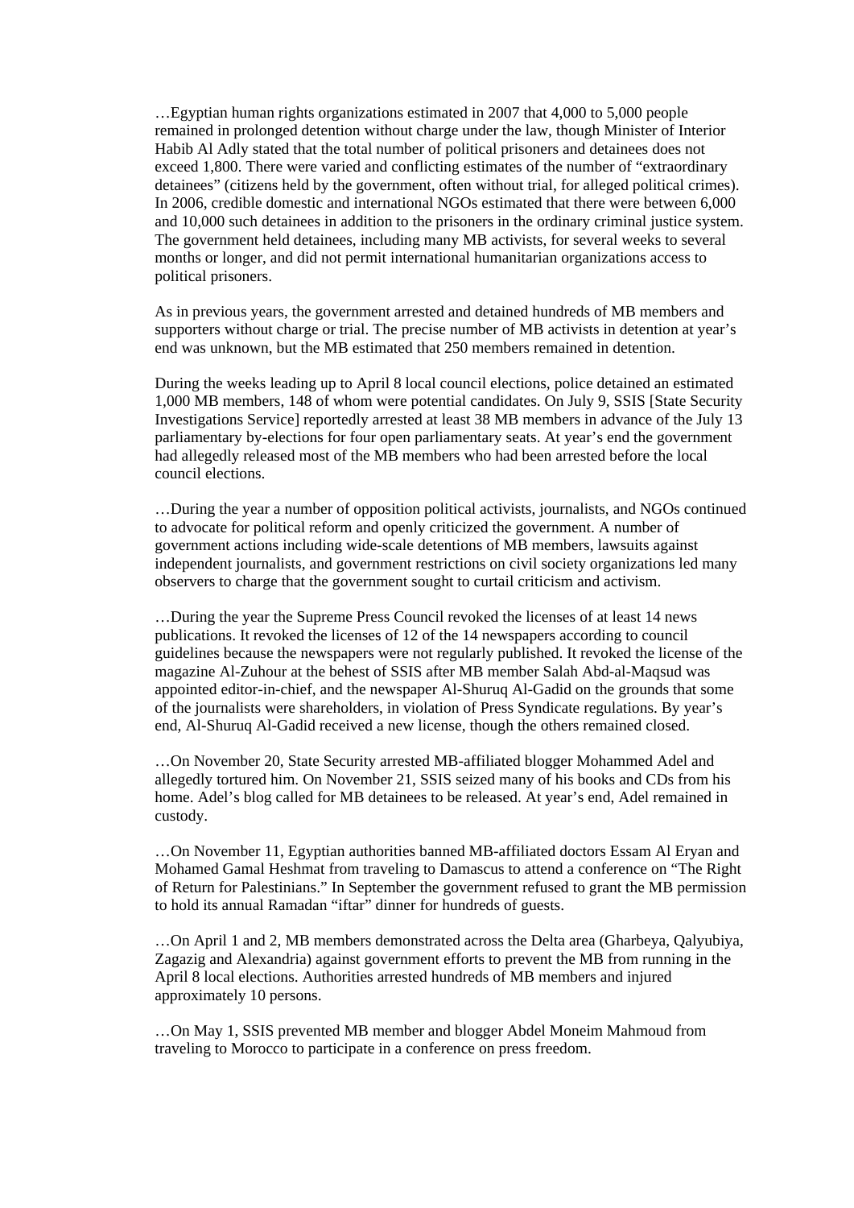…Egyptian human rights organizations estimated in 2007 that 4,000 to 5,000 people remained in prolonged detention without charge under the law, though Minister of Interior Habib Al Adly stated that the total number of political prisoners and detainees does not exceed 1,800. There were varied and conflicting estimates of the number of "extraordinary detainees" (citizens held by the government, often without trial, for alleged political crimes). In 2006, credible domestic and international NGOs estimated that there were between 6,000 and 10,000 such detainees in addition to the prisoners in the ordinary criminal justice system. The government held detainees, including many MB activists, for several weeks to several months or longer, and did not permit international humanitarian organizations access to political prisoners.

As in previous years, the government arrested and detained hundreds of MB members and supporters without charge or trial. The precise number of MB activists in detention at year's end was unknown, but the MB estimated that 250 members remained in detention.

During the weeks leading up to April 8 local council elections, police detained an estimated 1,000 MB members, 148 of whom were potential candidates. On July 9, SSIS [State Security Investigations Service] reportedly arrested at least 38 MB members in advance of the July 13 parliamentary by-elections for four open parliamentary seats. At year's end the government had allegedly released most of the MB members who had been arrested before the local council elections.

…During the year a number of opposition political activists, journalists, and NGOs continued to advocate for political reform and openly criticized the government. A number of government actions including wide-scale detentions of MB members, lawsuits against independent journalists, and government restrictions on civil society organizations led many observers to charge that the government sought to curtail criticism and activism.

…During the year the Supreme Press Council revoked the licenses of at least 14 news publications. It revoked the licenses of 12 of the 14 newspapers according to council guidelines because the newspapers were not regularly published. It revoked the license of the magazine Al-Zuhour at the behest of SSIS after MB member Salah Abd-al-Maqsud was appointed editor-in-chief, and the newspaper Al-Shuruq Al-Gadid on the grounds that some of the journalists were shareholders, in violation of Press Syndicate regulations. By year's end, Al-Shuruq Al-Gadid received a new license, though the others remained closed.

…On November 20, State Security arrested MB-affiliated blogger Mohammed Adel and allegedly tortured him. On November 21, SSIS seized many of his books and CDs from his home. Adel's blog called for MB detainees to be released. At year's end, Adel remained in custody.

…On November 11, Egyptian authorities banned MB-affiliated doctors Essam Al Eryan and Mohamed Gamal Heshmat from traveling to Damascus to attend a conference on "The Right of Return for Palestinians." In September the government refused to grant the MB permission to hold its annual Ramadan "iftar" dinner for hundreds of guests.

…On April 1 and 2, MB members demonstrated across the Delta area (Gharbeya, Qalyubiya, Zagazig and Alexandria) against government efforts to prevent the MB from running in the April 8 local elections. Authorities arrested hundreds of MB members and injured approximately 10 persons.

…On May 1, SSIS prevented MB member and blogger Abdel Moneim Mahmoud from traveling to Morocco to participate in a conference on press freedom.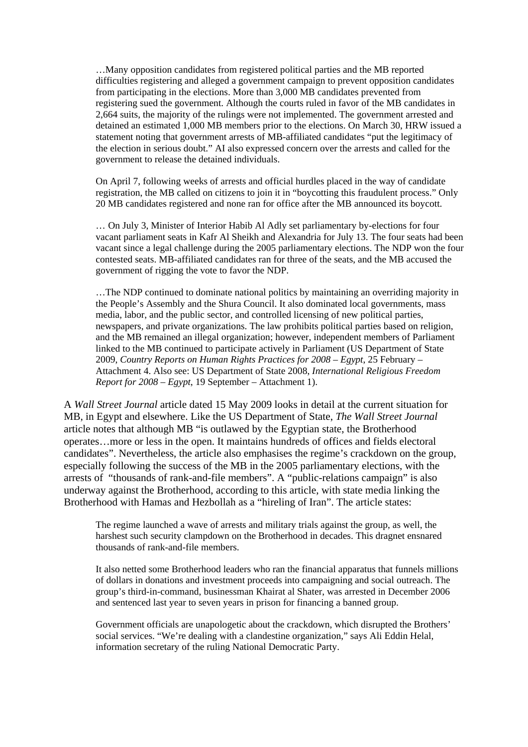> …Many opposition candidates from registered political parties and the MB reported difficulties registering and alleged a government campaign to prevent opposition candidates from participating in the elections. More than 3,000 MB candidates prevented from registering sued the government. Although the courts ruled in favor of the MB candidates in 2,664 suits, the majority of the rulings were not implemented. The government arrested and detained an estimated 1,000 MB members prior to the elections. On March 30, HRW issued a statement noting that government arrests of MB-affiliated candidates "put the legitimacy of the election in serious doubt." AI also expressed concern over the arrests and called for the government to release the detained individuals.
>
> On April 7, following weeks of arrests and official hurdles placed in the way of candidate registration, the MB called on citizens to join it in "boycotting this fraudulent process." Only 20 MB candidates registered and none ran for office after the MB announced its boycott.
>
> … On July 3, Minister of Interior Habib Al Adly set parliamentary by-elections for four vacant parliament seats in Kafr Al Sheikh and Alexandria for July 13. The four seats had been vacant since a legal challenge during the 2005 parliamentary elections. The NDP won the four contested seats. MB-affiliated candidates ran for three of the seats, and the MB accused the government of rigging the vote to favor the NDP.
>
> …The NDP continued to dominate national politics by maintaining an overriding majority in the People's Assembly and the Shura Council. It also dominated local governments, mass media, labor, and the public sector, and controlled licensing of new political parties, newspapers, and private organizations. The law prohibits political parties based on religion, and the MB remained an illegal organization; however, independent members of Parliament linked to the MB continued to participate actively in Parliament (US Department of State 2009, *Country Reports on Human Rights Practices for 2008 – Egypt*, 25 February – Attachment 4. Also see: US Department of State 2008, *International Religious Freedom Report for 2008 – Egypt*, 19 September – Attachment 1).

A *Wall Street Journal* article dated 15 May 2009 looks in detail at the current situation for MB, in Egypt and elsewhere. Like the US Department of State, *The Wall Street Journal* article notes that although MB "is outlawed by the Egyptian state, the Brotherhood operates…more or less in the open. It maintains hundreds of offices and fields electoral candidates". Nevertheless, the article also emphasises the regime's crackdown on the group, especially following the success of the MB in the 2005 parliamentary elections, with the arrests of "thousands of rank-and-file members". A "public-relations campaign" is also underway against the Brotherhood, according to this article, with state media linking the Brotherhood with Hamas and Hezbollah as a "hireling of Iran". The article states:

> The regime launched a wave of arrests and military trials against the group, as well, the harshest such security clampdown on the Brotherhood in decades. This dragnet ensnared thousands of rank-and-file members.
>
> It also netted some Brotherhood leaders who ran the financial apparatus that funnels millions of dollars in donations and investment proceeds into campaigning and social outreach. The group's third-in-command, businessman Khairat al Shater, was arrested in December 2006 and sentenced last year to seven years in prison for financing a banned group.
>
> Government officials are unapologetic about the crackdown, which disrupted the Brothers' social services. "We're dealing with a clandestine organization," says Ali Eddin Helal, information secretary of the ruling National Democratic Party.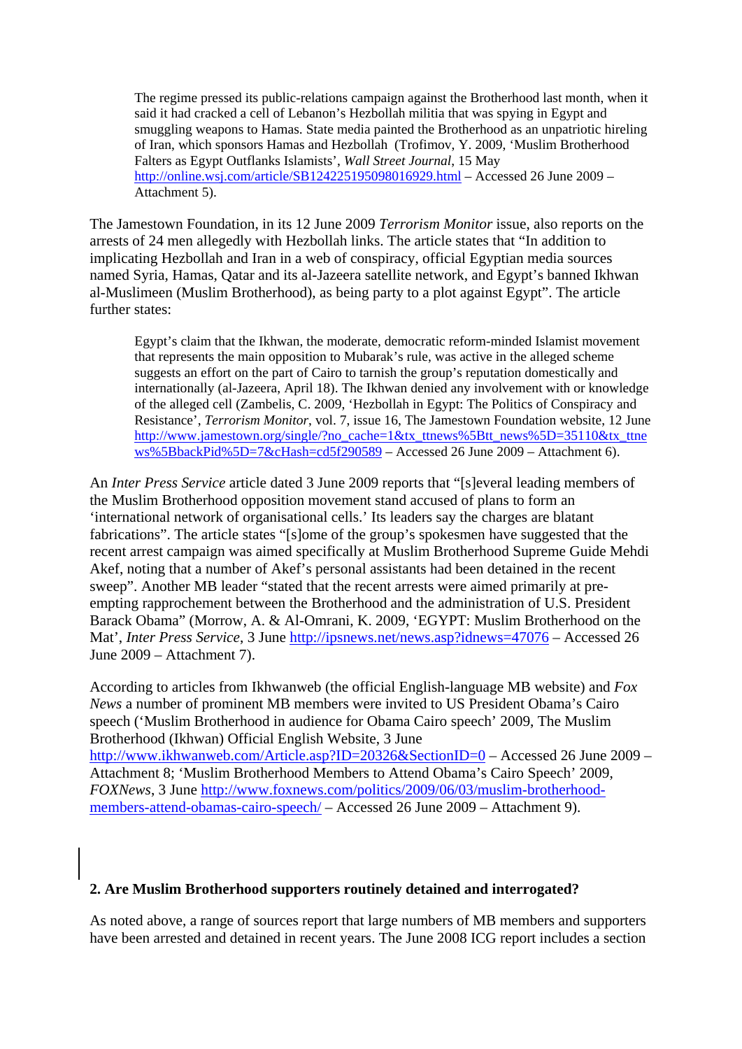> The regime pressed its public-relations campaign against the Brotherhood last month, when it said it had cracked a cell of Lebanon's Hezbollah militia that was spying in Egypt and smuggling weapons to Hamas. State media painted the Brotherhood as an unpatriotic hireling of Iran, which sponsors Hamas and Hezbollah (Trofimov, Y. 2009, 'Muslim Brotherhood Falters as Egypt Outflanks Islamists', *Wall Street Journal*, 15 May http://online.wsj.com/article/SB124225195098016929.html – Accessed 26 June 2009 – Attachment 5).

The Jamestown Foundation, in its 12 June 2009 *Terrorism Monitor* issue, also reports on the arrests of 24 men allegedly with Hezbollah links. The article states that "In addition to implicating Hezbollah and Iran in a web of conspiracy, official Egyptian media sources named Syria, Hamas, Qatar and its al-Jazeera satellite network, and Egypt's banned Ikhwan al-Muslimeen (Muslim Brotherhood), as being party to a plot against Egypt". The article further states:

> Egypt's claim that the Ikhwan, the moderate, democratic reform-minded Islamist movement that represents the main opposition to Mubarak's rule, was active in the alleged scheme suggests an effort on the part of Cairo to tarnish the group's reputation domestically and internationally (al-Jazeera, April 18). The Ikhwan denied any involvement with or knowledge of the alleged cell (Zambelis, C. 2009, 'Hezbollah in Egypt: The Politics of Conspiracy and Resistance', *Terrorism Monitor*, vol. 7, issue 16, The Jamestown Foundation website, 12 June http://www.jamestown.org/single/?no_cache=1&tx_ttnews%5Btt_news%5D=35110&tx_ttnews%5BbackPid%5D=7&cHash=cd5f290589 – Accessed 26 June 2009 – Attachment 6).

An *Inter Press Service* article dated 3 June 2009 reports that "[s]everal leading members of the Muslim Brotherhood opposition movement stand accused of plans to form an 'international network of organisational cells.' Its leaders say the charges are blatant fabrications". The article states "[s]ome of the group's spokesmen have suggested that the recent arrest campaign was aimed specifically at Muslim Brotherhood Supreme Guide Mehdi Akef, noting that a number of Akef's personal assistants had been detained in the recent sweep". Another MB leader "stated that the recent arrests were aimed primarily at pre-empting rapprochement between the Brotherhood and the administration of U.S. President Barack Obama" (Morrow, A. & Al-Omrani, K. 2009, 'EGYPT: Muslim Brotherhood on the Mat', *Inter Press Service*, 3 June http://ipsnews.net/news.asp?idnews=47076 – Accessed 26 June 2009 – Attachment 7).

According to articles from Ikhwanweb (the official English-language MB website) and *Fox News* a number of prominent MB members were invited to US President Obama's Cairo speech ('Muslim Brotherhood in audience for Obama Cairo speech' 2009, The Muslim Brotherhood (Ikhwan) Official English Website, 3 June http://www.ikhwanweb.com/Article.asp?ID=20326&SectionID=0 – Accessed 26 June 2009 – Attachment 8; 'Muslim Brotherhood Members to Attend Obama's Cairo Speech' 2009, *FOXNews*, 3 June http://www.foxnews.com/politics/2009/06/03/muslim-brotherhood-members-attend-obamas-cairo-speech/ – Accessed 26 June 2009 – Attachment 9).

**2. Are Muslim Brotherhood supporters routinely detained and interrogated?**

As noted above, a range of sources report that large numbers of MB members and supporters have been arrested and detained in recent years. The June 2008 ICG report includes a section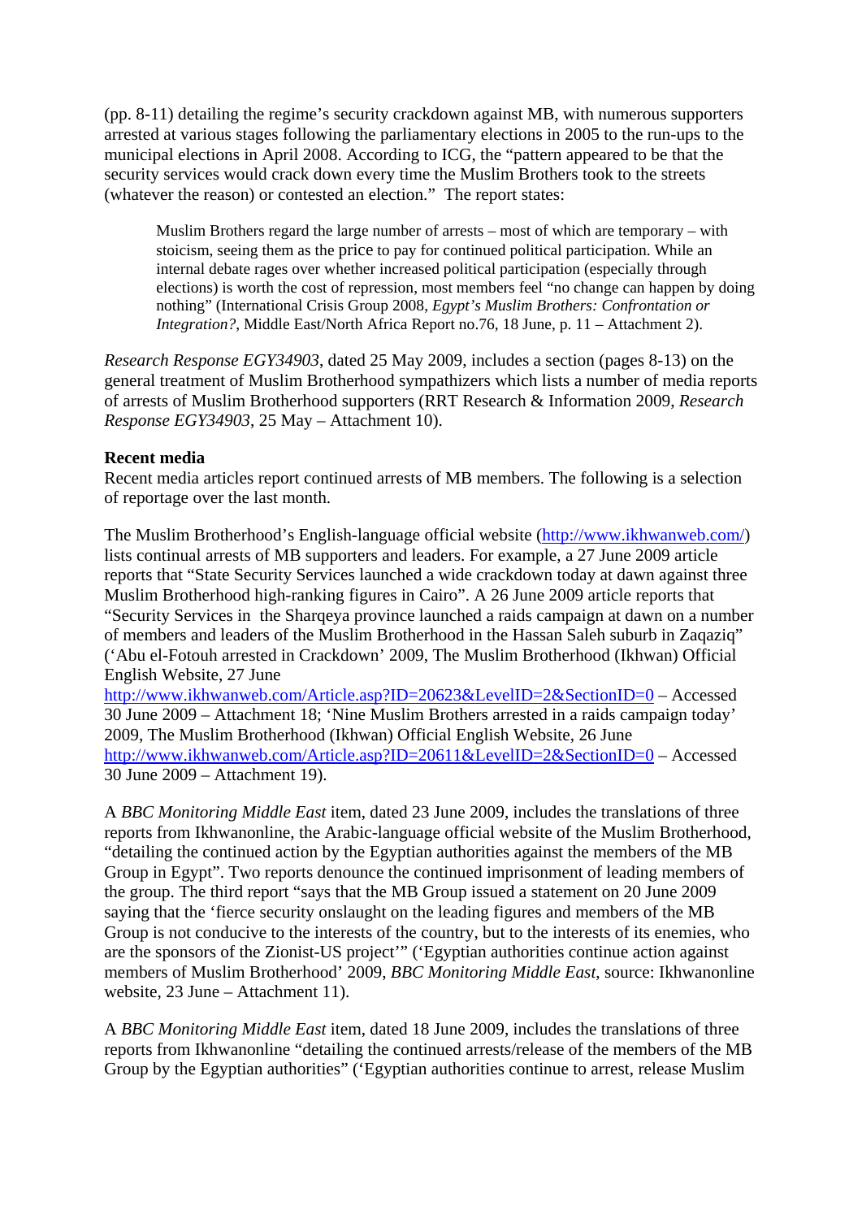(pp. 8-11) detailing the regime's security crackdown against MB, with numerous supporters arrested at various stages following the parliamentary elections in 2005 to the run-ups to the municipal elections in April 2008. According to ICG, the "pattern appeared to be that the security services would crack down every time the Muslim Brothers took to the streets (whatever the reason) or contested an election." The report states:

> Muslim Brothers regard the large number of arrests – most of which are temporary – with stoicism, seeing them as the price to pay for continued political participation. While an internal debate rages over whether increased political participation (especially through elections) is worth the cost of repression, most members feel "no change can happen by doing nothing" (International Crisis Group 2008, *Egypt's Muslim Brothers: Confrontation or Integration?*, Middle East/North Africa Report no.76, 18 June, p. 11 – Attachment 2).

*Research Response EGY34903*, dated 25 May 2009, includes a section (pages 8-13) on the general treatment of Muslim Brotherhood sympathizers which lists a number of media reports of arrests of Muslim Brotherhood supporters (RRT Research & Information 2009, *Research Response EGY34903*, 25 May – Attachment 10).

**Recent media**

Recent media articles report continued arrests of MB members. The following is a selection of reportage over the last month.

The Muslim Brotherhood's English-language official website (http://www.ikhwanweb.com/) lists continual arrests of MB supporters and leaders. For example, a 27 June 2009 article reports that "State Security Services launched a wide crackdown today at dawn against three Muslim Brotherhood high-ranking figures in Cairo". A 26 June 2009 article reports that "Security Services in the Sharqeya province launched a raids campaign at dawn on a number of members and leaders of the Muslim Brotherhood in the Hassan Saleh suburb in Zaqaziq" ('Abu el-Fotouh arrested in Crackdown' 2009, The Muslim Brotherhood (Ikhwan) Official English Website, 27 June http://www.ikhwanweb.com/Article.asp?ID=20623&LevelID=2&SectionID=0 – Accessed 30 June 2009 – Attachment 18; 'Nine Muslim Brothers arrested in a raids campaign today' 2009, The Muslim Brotherhood (Ikhwan) Official English Website, 26 June http://www.ikhwanweb.com/Article.asp?ID=20611&LevelID=2&SectionID=0 – Accessed 30 June 2009 – Attachment 19).

A *BBC Monitoring Middle East* item, dated 23 June 2009, includes the translations of three reports from Ikhwanonline, the Arabic-language official website of the Muslim Brotherhood, "detailing the continued action by the Egyptian authorities against the members of the MB Group in Egypt". Two reports denounce the continued imprisonment of leading members of the group. The third report "says that the MB Group issued a statement on 20 June 2009 saying that the 'fierce security onslaught on the leading figures and members of the MB Group is not conducive to the interests of the country, but to the interests of its enemies, who are the sponsors of the Zionist-US project'" ('Egyptian authorities continue action against members of Muslim Brotherhood' 2009, *BBC Monitoring Middle East*, source: Ikhwanonline website, 23 June – Attachment 11).

A *BBC Monitoring Middle East* item, dated 18 June 2009, includes the translations of three reports from Ikhwanonline "detailing the continued arrests/release of the members of the MB Group by the Egyptian authorities" ('Egyptian authorities continue to arrest, release Muslim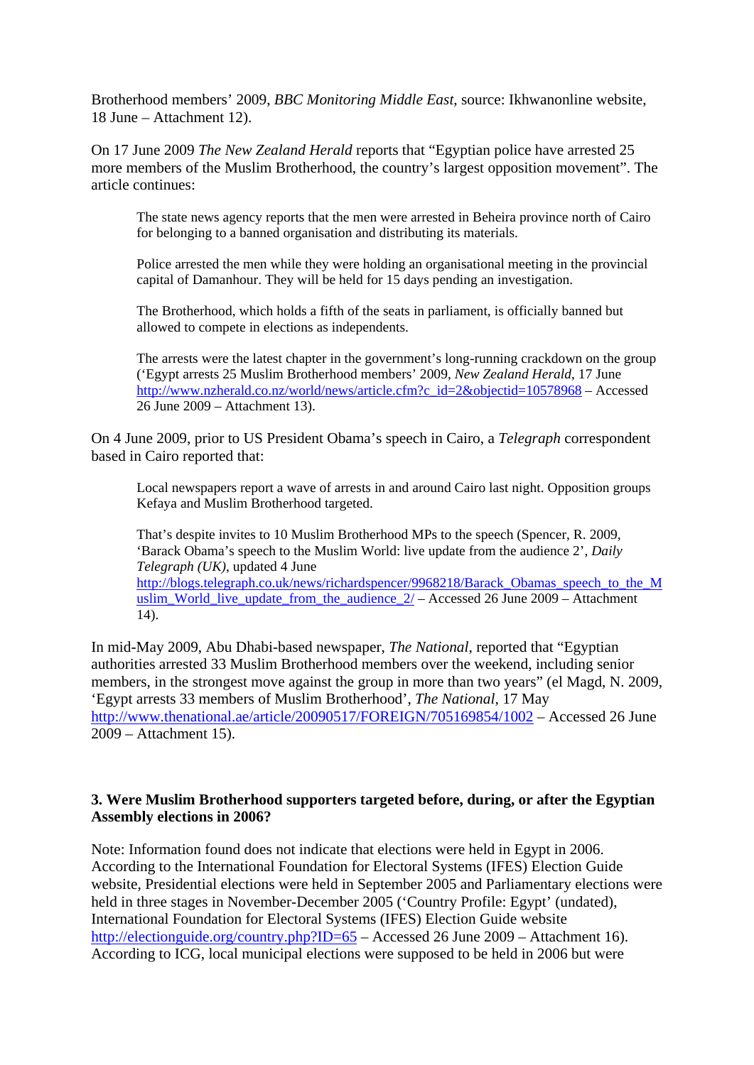Brotherhood members' 2009, *BBC Monitoring Middle East*, source: Ikhwanonline website, 18 June – Attachment 12).

On 17 June 2009 *The New Zealand Herald* reports that "Egyptian police have arrested 25 more members of the Muslim Brotherhood, the country's largest opposition movement". The article continues:

> The state news agency reports that the men were arrested in Beheira province north of Cairo for belonging to a banned organisation and distributing its materials.
>
> Police arrested the men while they were holding an organisational meeting in the provincial capital of Damanhour. They will be held for 15 days pending an investigation.
>
> The Brotherhood, which holds a fifth of the seats in parliament, is officially banned but allowed to compete in elections as independents.
>
> The arrests were the latest chapter in the government's long-running crackdown on the group ('Egypt arrests 25 Muslim Brotherhood members' 2009, *New Zealand Herald*, 17 June http://www.nzherald.co.nz/world/news/article.cfm?c_id=2&objectid=10578968 – Accessed 26 June 2009 – Attachment 13).

On 4 June 2009, prior to US President Obama's speech in Cairo, a *Telegraph* correspondent based in Cairo reported that:

> Local newspapers report a wave of arrests in and around Cairo last night. Opposition groups Kefaya and Muslim Brotherhood targeted.
>
> That's despite invites to 10 Muslim Brotherhood MPs to the speech (Spencer, R. 2009, 'Barack Obama's speech to the Muslim World: live update from the audience 2', *Daily Telegraph (UK)*, updated 4 June http://blogs.telegraph.co.uk/news/richardspencer/9968218/Barack_Obamas_speech_to_the_Muslim_World_live_update_from_the_audience_2/ – Accessed 26 June 2009 – Attachment 14).

In mid-May 2009, Abu Dhabi-based newspaper, *The National*, reported that "Egyptian authorities arrested 33 Muslim Brotherhood members over the weekend, including senior members, in the strongest move against the group in more than two years" (el Magd, N. 2009, 'Egypt arrests 33 members of Muslim Brotherhood', *The National*, 17 May http://www.thenational.ae/article/20090517/FOREIGN/705169854/1002 – Accessed 26 June 2009 – Attachment 15).

**3. Were Muslim Brotherhood supporters targeted before, during, or after the Egyptian Assembly elections in 2006?**

Note: Information found does not indicate that elections were held in Egypt in 2006. According to the International Foundation for Electoral Systems (IFES) Election Guide website, Presidential elections were held in September 2005 and Parliamentary elections were held in three stages in November-December 2005 ('Country Profile: Egypt' (undated), International Foundation for Electoral Systems (IFES) Election Guide website http://electionguide.org/country.php?ID=65 – Accessed 26 June 2009 – Attachment 16). According to ICG, local municipal elections were supposed to be held in 2006 but were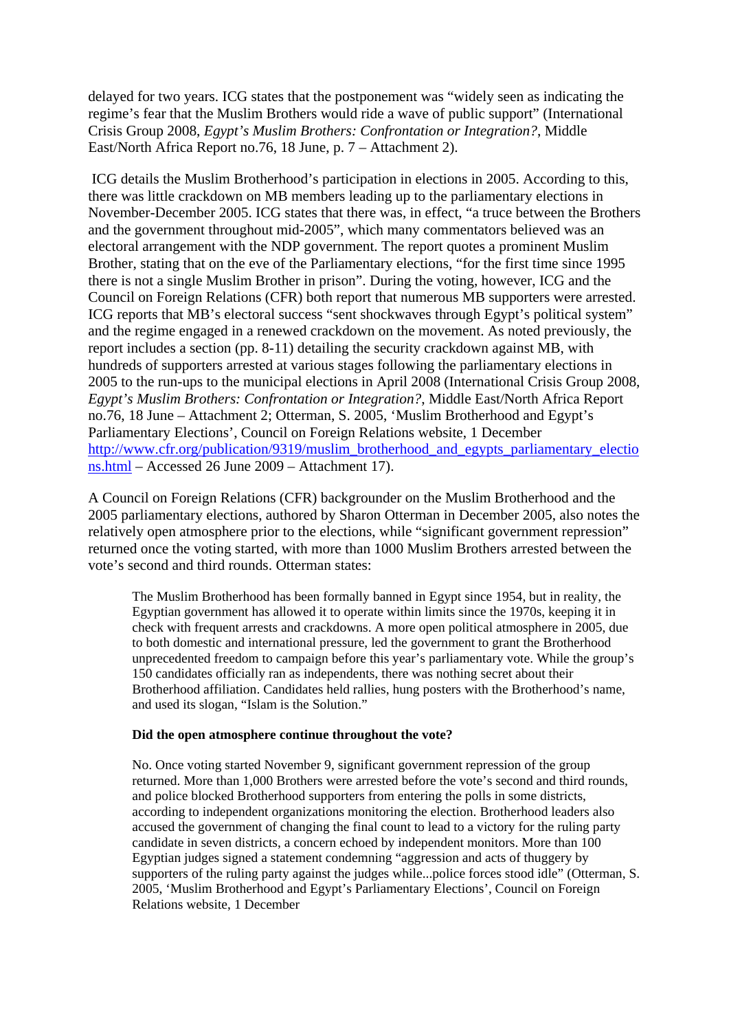delayed for two years. ICG states that the postponement was "widely seen as indicating the regime's fear that the Muslim Brothers would ride a wave of public support" (International Crisis Group 2008, *Egypt's Muslim Brothers: Confrontation or Integration?*, Middle East/North Africa Report no.76, 18 June, p. 7 – Attachment 2).

ICG details the Muslim Brotherhood's participation in elections in 2005. According to this, there was little crackdown on MB members leading up to the parliamentary elections in November-December 2005. ICG states that there was, in effect, "a truce between the Brothers and the government throughout mid-2005", which many commentators believed was an electoral arrangement with the NDP government. The report quotes a prominent Muslim Brother, stating that on the eve of the Parliamentary elections, "for the first time since 1995 there is not a single Muslim Brother in prison". During the voting, however, ICG and the Council on Foreign Relations (CFR) both report that numerous MB supporters were arrested. ICG reports that MB's electoral success "sent shockwaves through Egypt's political system" and the regime engaged in a renewed crackdown on the movement. As noted previously, the report includes a section (pp. 8-11) detailing the security crackdown against MB, with hundreds of supporters arrested at various stages following the parliamentary elections in 2005 to the run-ups to the municipal elections in April 2008 (International Crisis Group 2008, *Egypt's Muslim Brothers: Confrontation or Integration?*, Middle East/North Africa Report no.76, 18 June – Attachment 2; Otterman, S. 2005, 'Muslim Brotherhood and Egypt's Parliamentary Elections', Council on Foreign Relations website, 1 December [http://www.cfr.org/publication/9319/muslim_brotherhood_and_egypts_parliamentary_elections.html](http://www.cfr.org/publication/9319/muslim_brotherhood_and_egypts_parliamentary_elections.html) – Accessed 26 June 2009 – Attachment 17).

A Council on Foreign Relations (CFR) backgrounder on the Muslim Brotherhood and the 2005 parliamentary elections, authored by Sharon Otterman in December 2005, also notes the relatively open atmosphere prior to the elections, while "significant government repression" returned once the voting started, with more than 1000 Muslim Brothers arrested between the vote's second and third rounds. Otterman states:

> The Muslim Brotherhood has been formally banned in Egypt since 1954, but in reality, the Egyptian government has allowed it to operate within limits since the 1970s, keeping it in check with frequent arrests and crackdowns. A more open political atmosphere in 2005, due to both domestic and international pressure, led the government to grant the Brotherhood unprecedented freedom to campaign before this year's parliamentary vote. While the group's 150 candidates officially ran as independents, there was nothing secret about their Brotherhood affiliation. Candidates held rallies, hung posters with the Brotherhood's name, and used its slogan, "Islam is the Solution."
>
> **Did the open atmosphere continue throughout the vote?**
>
> No. Once voting started November 9, significant government repression of the group returned. More than 1,000 Brothers were arrested before the vote's second and third rounds, and police blocked Brotherhood supporters from entering the polls in some districts, according to independent organizations monitoring the election. Brotherhood leaders also accused the government of changing the final count to lead to a victory for the ruling party candidate in seven districts, a concern echoed by independent monitors. More than 100 Egyptian judges signed a statement condemning "aggression and acts of thuggery by supporters of the ruling party against the judges while...police forces stood idle" (Otterman, S. 2005, 'Muslim Brotherhood and Egypt's Parliamentary Elections', Council on Foreign Relations website, 1 December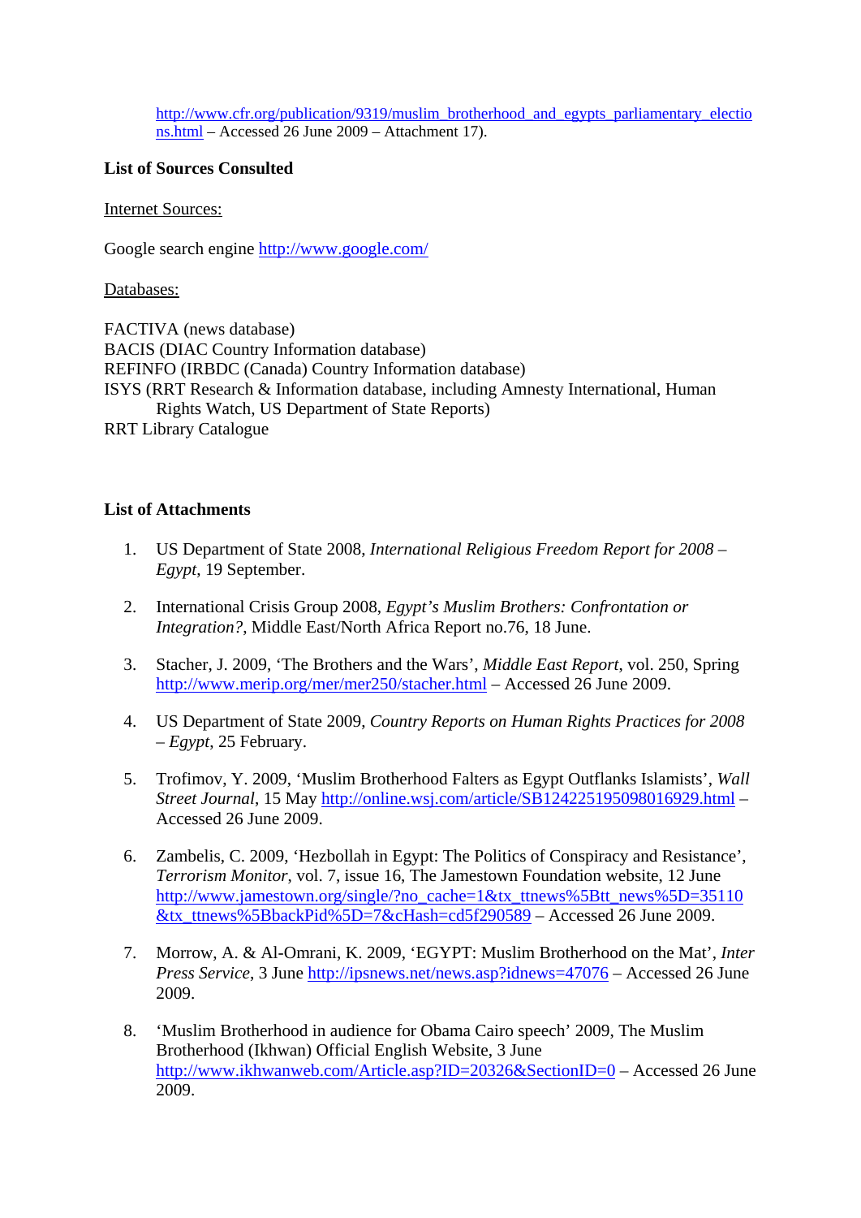http://www.cfr.org/publication/9319/muslim_brotherhood_and_egypts_parliamentary_elections.html – Accessed 26 June 2009 – Attachment 17).

**List of Sources Consulted**

Internet Sources:

Google search engine http://www.google.com/

Databases:

FACTIVA (news database)
BACIS (DIAC Country Information database)
REFINFO (IRBDC (Canada) Country Information database)
ISYS (RRT Research & Information database, including Amnesty International, Human Rights Watch, US Department of State Reports)
RRT Library Catalogue

**List of Attachments**

1. US Department of State 2008, *International Religious Freedom Report for 2008 – Egypt*, 19 September.

2. International Crisis Group 2008, *Egypt's Muslim Brothers: Confrontation or Integration?*, Middle East/North Africa Report no.76, 18 June.

3. Stacher, J. 2009, 'The Brothers and the Wars', *Middle East Report*, vol. 250, Spring http://www.merip.org/mer/mer250/stacher.html – Accessed 26 June 2009.

4. US Department of State 2009, *Country Reports on Human Rights Practices for 2008 – Egypt*, 25 February.

5. Trofimov, Y. 2009, 'Muslim Brotherhood Falters as Egypt Outflanks Islamists', *Wall Street Journal*, 15 May http://online.wsj.com/article/SB124225195098016929.html – Accessed 26 June 2009.

6. Zambelis, C. 2009, 'Hezbollah in Egypt: The Politics of Conspiracy and Resistance', *Terrorism Monitor*, vol. 7, issue 16, The Jamestown Foundation website, 12 June http://www.jamestown.org/single/?no_cache=1&tx_ttnews%5Btt_news%5D=35110&tx_ttnews%5BbackPid%5D=7&cHash=cd5f290589 – Accessed 26 June 2009.

7. Morrow, A. & Al-Omrani, K. 2009, 'EGYPT: Muslim Brotherhood on the Mat', *Inter Press Service*, 3 June http://ipsnews.net/news.asp?idnews=47076 – Accessed 26 June 2009.

8. 'Muslim Brotherhood in audience for Obama Cairo speech' 2009, The Muslim Brotherhood (Ikhwan) Official English Website, 3 June http://www.ikhwanweb.com/Article.asp?ID=20326&SectionID=0 – Accessed 26 June 2009.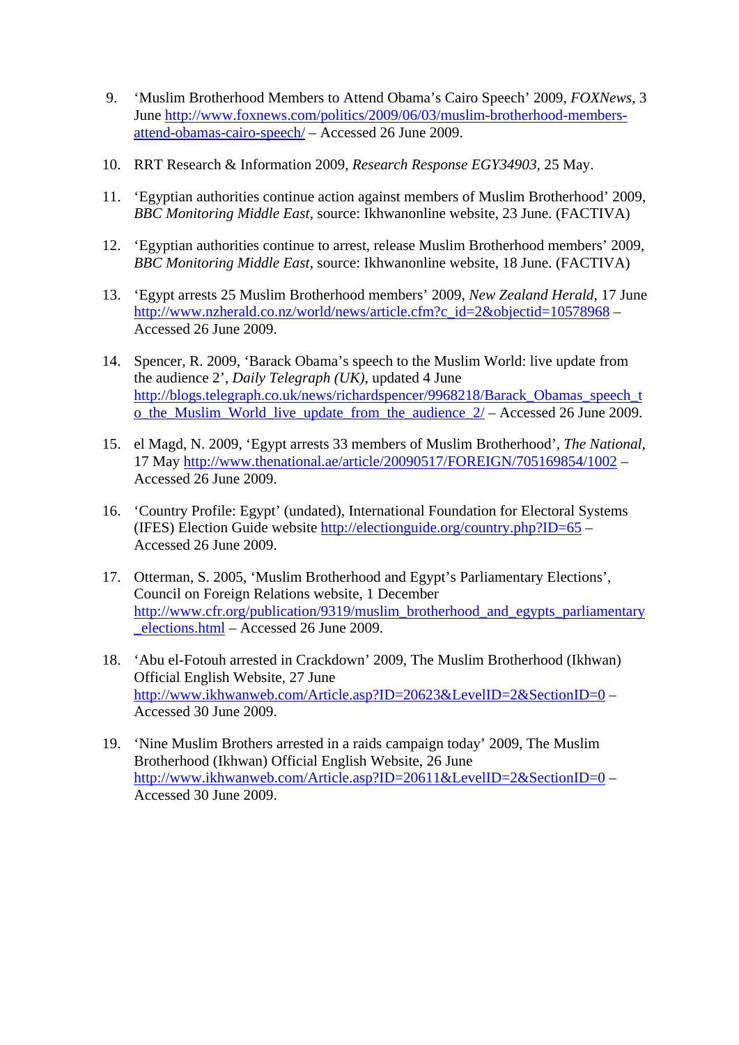9. 'Muslim Brotherhood Members to Attend Obama's Cairo Speech' 2009, *FOXNews*, 3 June http://www.foxnews.com/politics/2009/06/03/muslim-brotherhood-members-attend-obamas-cairo-speech/ – Accessed 26 June 2009.

10. RRT Research & Information 2009, *Research Response EGY34903*, 25 May.

11. 'Egyptian authorities continue action against members of Muslim Brotherhood' 2009, *BBC Monitoring Middle East*, source: Ikhwanonline website, 23 June. (FACTIVA)

12. 'Egyptian authorities continue to arrest, release Muslim Brotherhood members' 2009, *BBC Monitoring Middle East*, source: Ikhwanonline website, 18 June. (FACTIVA)

13. 'Egypt arrests 25 Muslim Brotherhood members' 2009, *New Zealand Herald*, 17 June http://www.nzherald.co.nz/world/news/article.cfm?c_id=2&objectid=10578968 – Accessed 26 June 2009.

14. Spencer, R. 2009, 'Barack Obama's speech to the Muslim World: live update from the audience 2', *Daily Telegraph (UK)*, updated 4 June http://blogs.telegraph.co.uk/news/richardspencer/9968218/Barack_Obamas_speech_to_the_Muslim_World_live_update_from_the_audience_2/ – Accessed 26 June 2009.

15. el Magd, N. 2009, 'Egypt arrests 33 members of Muslim Brotherhood', *The National*, 17 May http://www.thenational.ae/article/20090517/FOREIGN/705169854/1002 – Accessed 26 June 2009.

16. 'Country Profile: Egypt' (undated), International Foundation for Electoral Systems (IFES) Election Guide website http://electionguide.org/country.php?ID=65 – Accessed 26 June 2009.

17. Otterman, S. 2005, 'Muslim Brotherhood and Egypt's Parliamentary Elections', Council on Foreign Relations website, 1 December http://www.cfr.org/publication/9319/muslim_brotherhood_and_egypts_parliamentary_elections.html – Accessed 26 June 2009.

18. 'Abu el-Fotouh arrested in Crackdown' 2009, The Muslim Brotherhood (Ikhwan) Official English Website, 27 June http://www.ikhwanweb.com/Article.asp?ID=20623&LevelID=2&SectionID=0 – Accessed 30 June 2009.

19. 'Nine Muslim Brothers arrested in a raids campaign today' 2009, The Muslim Brotherhood (Ikhwan) Official English Website, 26 June http://www.ikhwanweb.com/Article.asp?ID=20611&LevelID=2&SectionID=0 – Accessed 30 June 2009.